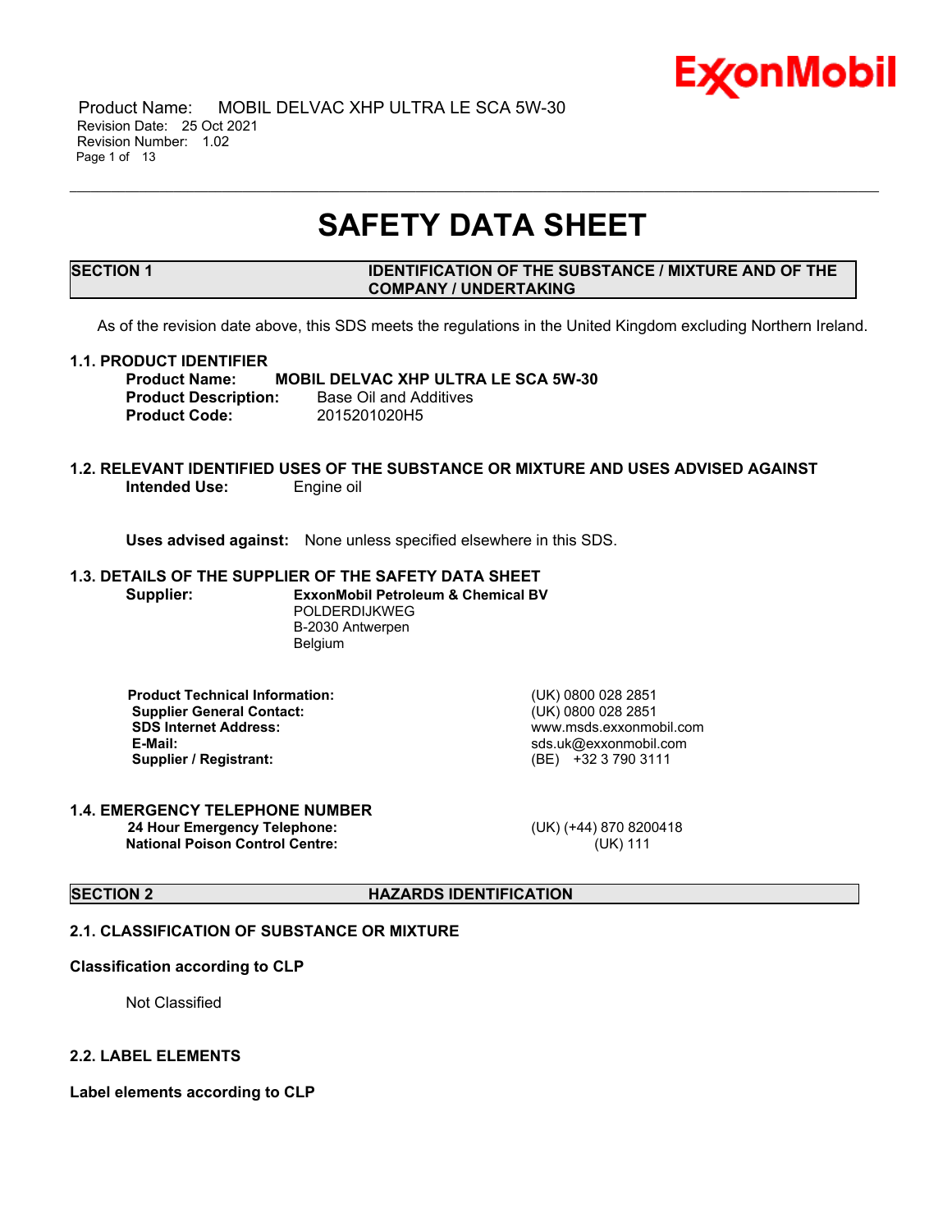# SAFETY DATA SHEET

## SECTION 1 IDENTIFICATION OF THE SUBSTANCE / MIXTURE AND OF THE COMPANY / UNDERTAKING

As of the revision date above, this SDS meets the regulations in the United Kingdom excluding Northern Ireland.

### 1.1. PRODUCT IDENTIFIER

**Product Name:** **MOBIL DELVAC XHP ULTRA LE SCA 5W-30**
**Product Description:** Base Oil and Additives
**Product Code:** 2015201020H5

### 1.2. RELEVANT IDENTIFIED USES OF THE SUBSTANCE OR MIXTURE AND USES ADVISED AGAINST

**Intended Use:** Engine oil

**Uses advised against:** None unless specified elsewhere in this SDS.

### 1.3. DETAILS OF THE SUPPLIER OF THE SAFETY DATA SHEET

**Supplier:** **ExxonMobil Petroleum & Chemical BV**
POLDERDIJKWEG
B-2030 Antwerpen
Belgium

| | |
|---|---|
| **Product Technical Information:** | (UK) 0800 028 2851 |
| **Supplier General Contact:** | (UK) 0800 028 2851 |
| **SDS Internet Address:** | www.msds.exxonmobil.com |
| **E-Mail:** | sds.uk@exxonmobil.com |
| **Supplier / Registrant:** | (BE) +32 3 790 3111 |

### 1.4. EMERGENCY TELEPHONE NUMBER

| | |
|---|---|
| **24 Hour Emergency Telephone:** | (UK) (+44) 870 8200418 |
| **National Poison Control Centre:** | (UK) 111 |

## SECTION 2 HAZARDS IDENTIFICATION

### 2.1. CLASSIFICATION OF SUBSTANCE OR MIXTURE

**Classification according to CLP**

Not Classified

### 2.2. LABEL ELEMENTS

**Label elements according to CLP**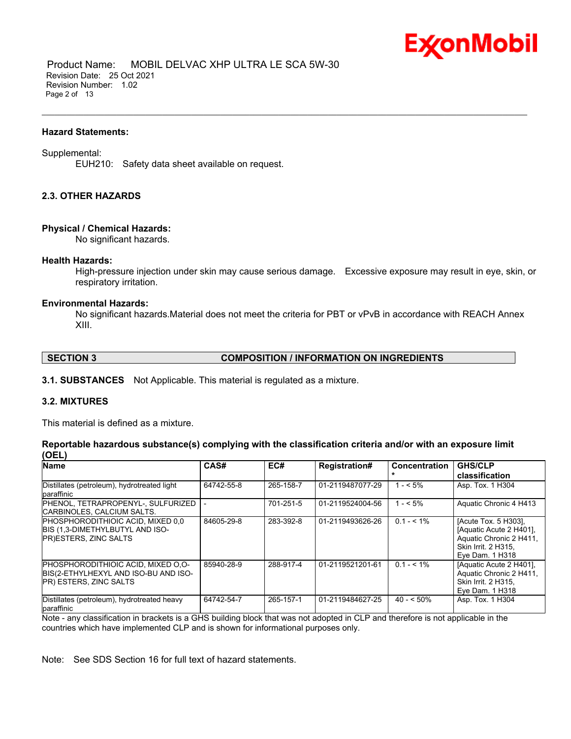**Hazard Statements:**

Supplemental:

EUH210: Safety data sheet available on request.

### 2.3. OTHER HAZARDS

**Physical / Chemical Hazards:**

No significant hazards.

**Health Hazards:**

High-pressure injection under skin may cause serious damage. Excessive exposure may result in eye, skin, or respiratory irritation.

**Environmental Hazards:**

No significant hazards.Material does not meet the criteria for PBT or vPvB in accordance with REACH Annex XIII.

## SECTION 3 COMPOSITION / INFORMATION ON INGREDIENTS

**3.1. SUBSTANCES** Not Applicable. This material is regulated as a mixture.

### 3.2. MIXTURES

This material is defined as a mixture.

**Reportable hazardous substance(s) complying with the classification criteria and/or with an exposure limit (OEL)**

| Name | CAS# | EC# | Registration# | Concentration * | GHS/CLP classification |
|---|---|---|---|---|---|
| Distillates (petroleum), hydrotreated light paraffinic | 64742-55-8 | 265-158-7 | 01-2119487077-29 | 1 - < 5% | Asp. Tox. 1 H304 |
| PHENOL, TETRAPROPENYL-, SULFURIZED CARBINOLES, CALCIUM SALTS. | - | 701-251-5 | 01-2119524004-56 | 1 - < 5% | Aquatic Chronic 4 H413 |
| PHOSPHORODITHIOIC ACID, MIXED 0,0 BIS (1,3-DIMETHYLBUTYL AND ISO-PR)ESTERS, ZINC SALTS | 84605-29-8 | 283-392-8 | 01-2119493626-26 | 0.1 - < 1% | [Acute Tox. 5 H303], [Aquatic Acute 2 H401], Aquatic Chronic 2 H411, Skin Irrit. 2 H315, Eye Dam. 1 H318 |
| PHOSPHORODITHIOIC ACID, MIXED O,O-BIS(2-ETHYLHEXYL AND ISO-BU AND ISO-PR) ESTERS, ZINC SALTS | 85940-28-9 | 288-917-4 | 01-2119521201-61 | 0.1 - < 1% | [Aquatic Acute 2 H401], Aquatic Chronic 2 H411, Skin Irrit. 2 H315, Eye Dam. 1 H318 |
| Distillates (petroleum), hydrotreated heavy paraffinic | 64742-54-7 | 265-157-1 | 01-2119484627-25 | 40 - < 50% | Asp. Tox. 1 H304 |

Note - any classification in brackets is a GHS building block that was not adopted in CLP and therefore is not applicable in the countries which have implemented CLP and is shown for informational purposes only.

Note: See SDS Section 16 for full text of hazard statements.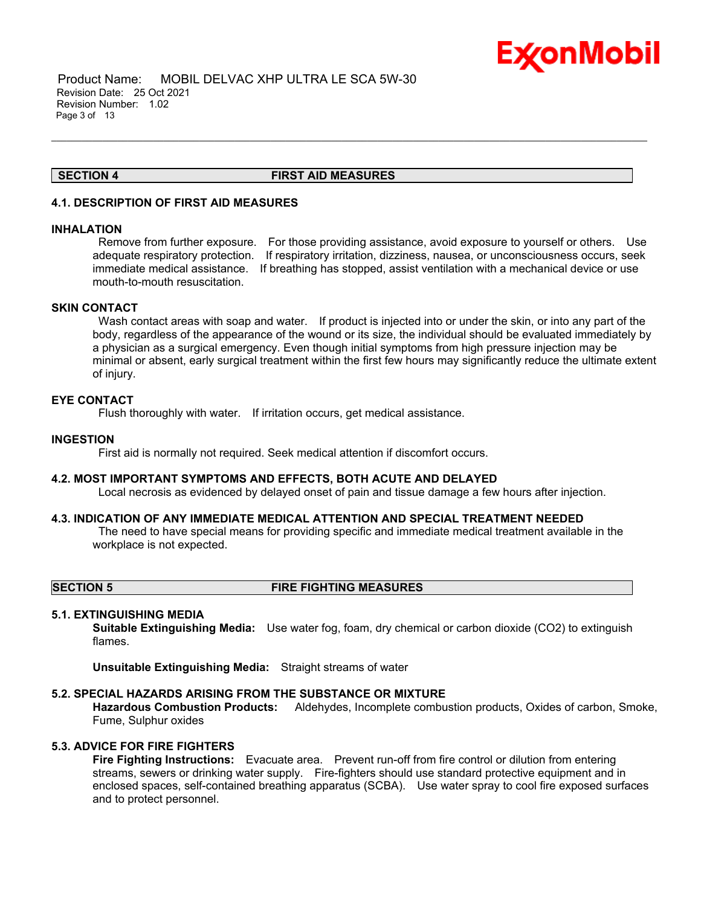## SECTION 4 FIRST AID MEASURES

### 4.1. DESCRIPTION OF FIRST AID MEASURES

#### INHALATION

Remove from further exposure. For those providing assistance, avoid exposure to yourself or others. Use adequate respiratory protection. If respiratory irritation, dizziness, nausea, or unconsciousness occurs, seek immediate medical assistance. If breathing has stopped, assist ventilation with a mechanical device or use mouth-to-mouth resuscitation.

#### SKIN CONTACT

Wash contact areas with soap and water. If product is injected into or under the skin, or into any part of the body, regardless of the appearance of the wound or its size, the individual should be evaluated immediately by a physician as a surgical emergency. Even though initial symptoms from high pressure injection may be minimal or absent, early surgical treatment within the first few hours may significantly reduce the ultimate extent of injury.

#### EYE CONTACT

Flush thoroughly with water. If irritation occurs, get medical assistance.

#### INGESTION

First aid is normally not required. Seek medical attention if discomfort occurs.

### 4.2. MOST IMPORTANT SYMPTOMS AND EFFECTS, BOTH ACUTE AND DELAYED

Local necrosis as evidenced by delayed onset of pain and tissue damage a few hours after injection.

### 4.3. INDICATION OF ANY IMMEDIATE MEDICAL ATTENTION AND SPECIAL TREATMENT NEEDED

The need to have special means for providing specific and immediate medical treatment available in the workplace is not expected.

## SECTION 5 FIRE FIGHTING MEASURES

### 5.1. EXTINGUISHING MEDIA

**Suitable Extinguishing Media:** Use water fog, foam, dry chemical or carbon dioxide ($CO_2$) to extinguish flames.

**Unsuitable Extinguishing Media:** Straight streams of water

### 5.2. SPECIAL HAZARDS ARISING FROM THE SUBSTANCE OR MIXTURE

**Hazardous Combustion Products:** Aldehydes, Incomplete combustion products, Oxides of carbon, Smoke, Fume, Sulphur oxides

### 5.3. ADVICE FOR FIRE FIGHTERS

**Fire Fighting Instructions:** Evacuate area. Prevent run-off from fire control or dilution from entering streams, sewers or drinking water supply. Fire-fighters should use standard protective equipment and in enclosed spaces, self-contained breathing apparatus (SCBA). Use water spray to cool fire exposed surfaces and to protect personnel.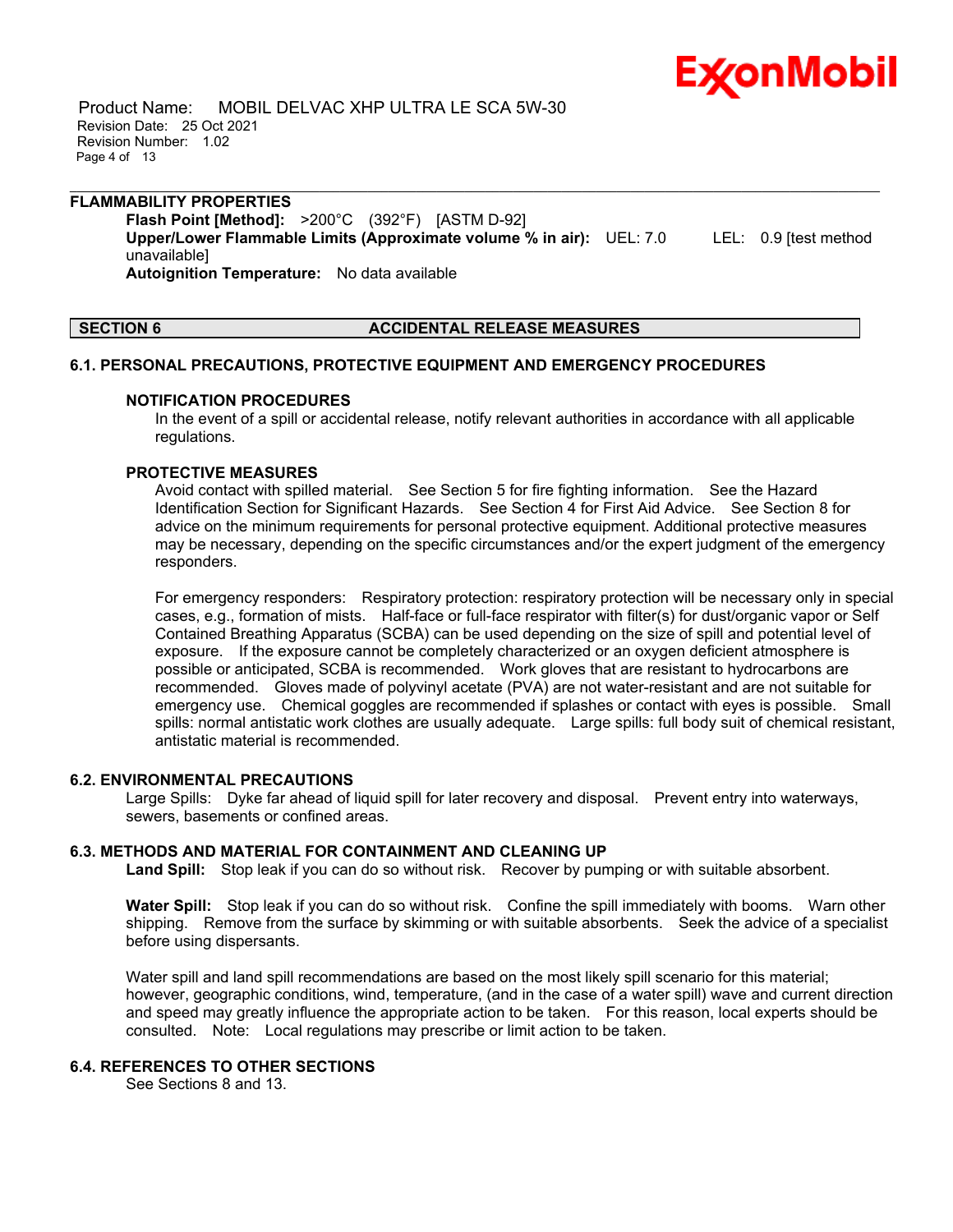### FLAMMABILITY PROPERTIES

**Flash Point [Method]:** >200°C (392°F) [ASTM D-92]
**Upper/Lower Flammable Limits (Approximate volume % in air):** UEL: 7.0 LEL: 0.9 [test method unavailable]
**Autoignition Temperature:** No data available

## SECTION 6 ACCIDENTAL RELEASE MEASURES

### 6.1. PERSONAL PRECAUTIONS, PROTECTIVE EQUIPMENT AND EMERGENCY PROCEDURES

#### NOTIFICATION PROCEDURES

In the event of a spill or accidental release, notify relevant authorities in accordance with all applicable regulations.

#### PROTECTIVE MEASURES

Avoid contact with spilled material. See Section 5 for fire fighting information. See the Hazard Identification Section for Significant Hazards. See Section 4 for First Aid Advice. See Section 8 for advice on the minimum requirements for personal protective equipment. Additional protective measures may be necessary, depending on the specific circumstances and/or the expert judgment of the emergency responders.

For emergency responders: Respiratory protection: respiratory protection will be necessary only in special cases, e.g., formation of mists. Half-face or full-face respirator with filter(s) for dust/organic vapor or Self Contained Breathing Apparatus (SCBA) can be used depending on the size of spill and potential level of exposure. If the exposure cannot be completely characterized or an oxygen deficient atmosphere is possible or anticipated, SCBA is recommended. Work gloves that are resistant to hydrocarbons are recommended. Gloves made of polyvinyl acetate (PVA) are not water-resistant and are not suitable for emergency use. Chemical goggles are recommended if splashes or contact with eyes is possible. Small spills: normal antistatic work clothes are usually adequate. Large spills: full body suit of chemical resistant, antistatic material is recommended.

### 6.2. ENVIRONMENTAL PRECAUTIONS

Large Spills: Dyke far ahead of liquid spill for later recovery and disposal. Prevent entry into waterways, sewers, basements or confined areas.

### 6.3. METHODS AND MATERIAL FOR CONTAINMENT AND CLEANING UP

**Land Spill:** Stop leak if you can do so without risk. Recover by pumping or with suitable absorbent.

**Water Spill:** Stop leak if you can do so without risk. Confine the spill immediately with booms. Warn other shipping. Remove from the surface by skimming or with suitable absorbents. Seek the advice of a specialist before using dispersants.

Water spill and land spill recommendations are based on the most likely spill scenario for this material; however, geographic conditions, wind, temperature, (and in the case of a water spill) wave and current direction and speed may greatly influence the appropriate action to be taken. For this reason, local experts should be consulted. Note: Local regulations may prescribe or limit action to be taken.

### 6.4. REFERENCES TO OTHER SECTIONS

See Sections 8 and 13.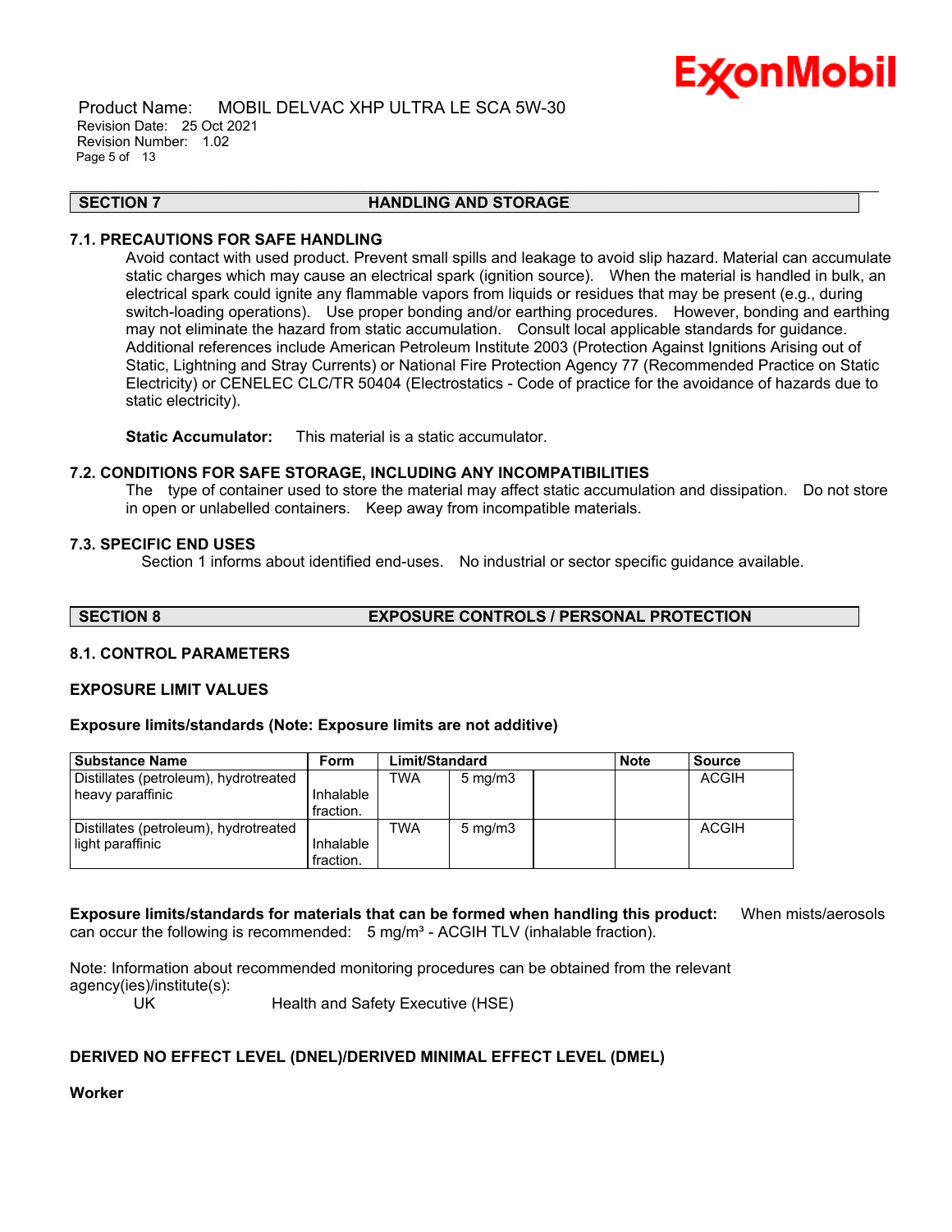## SECTION 7 HANDLING AND STORAGE

### 7.1. PRECAUTIONS FOR SAFE HANDLING

Avoid contact with used product. Prevent small spills and leakage to avoid slip hazard. Material can accumulate static charges which may cause an electrical spark (ignition source). When the material is handled in bulk, an electrical spark could ignite any flammable vapors from liquids or residues that may be present (e.g., during switch-loading operations). Use proper bonding and/or earthing procedures. However, bonding and earthing may not eliminate the hazard from static accumulation. Consult local applicable standards for guidance. Additional references include American Petroleum Institute 2003 (Protection Against Ignitions Arising out of Static, Lightning and Stray Currents) or National Fire Protection Agency 77 (Recommended Practice on Static Electricity) or CENELEC CLC/TR 50404 (Electrostatics - Code of practice for the avoidance of hazards due to static electricity).

**Static Accumulator:** This material is a static accumulator.

### 7.2. CONDITIONS FOR SAFE STORAGE, INCLUDING ANY INCOMPATIBILITIES

The type of container used to store the material may affect static accumulation and dissipation. Do not store in open or unlabelled containers. Keep away from incompatible materials.

### 7.3. SPECIFIC END USES

Section 1 informs about identified end-uses. No industrial or sector specific guidance available.

## SECTION 8 EXPOSURE CONTROLS / PERSONAL PROTECTION

### 8.1. CONTROL PARAMETERS

**EXPOSURE LIMIT VALUES**

**Exposure limits/standards (Note: Exposure limits are not additive)**

| Substance Name | Form | Limit/Standard | | | Note | Source |
|---|---|---|---|---|---|---|
| Distillates (petroleum), hydrotreated heavy paraffinic | Inhalable fraction. | TWA | 5 mg/m3 | | | ACGIH |
| Distillates (petroleum), hydrotreated light paraffinic | Inhalable fraction. | TWA | 5 mg/m3 | | | ACGIH |

**Exposure limits/standards for materials that can be formed when handling this product:** When mists/aerosols can occur the following is recommended: 5 mg/m³ - ACGIH TLV (inhalable fraction).

Note: Information about recommended monitoring procedures can be obtained from the relevant agency(ies)/institute(s):

UK Health and Safety Executive (HSE)

**DERIVED NO EFFECT LEVEL (DNEL)/DERIVED MINIMAL EFFECT LEVEL (DMEL)**

**Worker**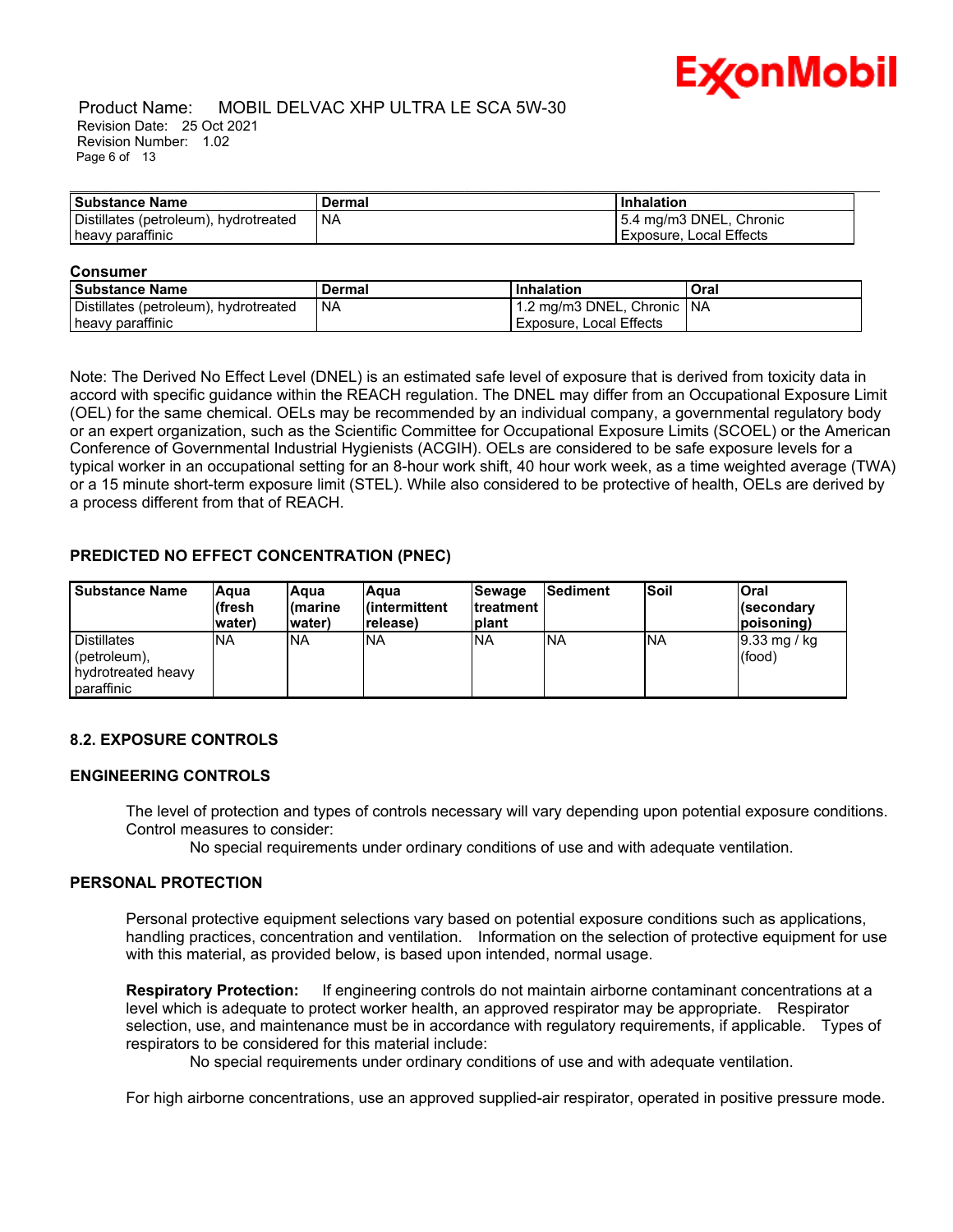| Substance Name | Dermal | Inhalation |
|---|---|---|
| Distillates (petroleum), hydrotreated heavy paraffinic | NA | 5.4 mg/m3 DNEL, Chronic Exposure, Local Effects |

**Consumer**

| Substance Name | Dermal | Inhalation | Oral |
|---|---|---|---|
| Distillates (petroleum), hydrotreated heavy paraffinic | NA | 1.2 mg/m3 DNEL, Chronic Exposure, Local Effects | NA |

Note: The Derived No Effect Level (DNEL) is an estimated safe level of exposure that is derived from toxicity data in accord with specific guidance within the REACH regulation. The DNEL may differ from an Occupational Exposure Limit (OEL) for the same chemical. OELs may be recommended by an individual company, a governmental regulatory body or an expert organization, such as the Scientific Committee for Occupational Exposure Limits (SCOEL) or the American Conference of Governmental Industrial Hygienists (ACGIH). OELs are considered to be safe exposure levels for a typical worker in an occupational setting for an 8-hour work shift, 40 hour work week, as a time weighted average (TWA) or a 15 minute short-term exposure limit (STEL). While also considered to be protective of health, OELs are derived by a process different from that of REACH.

### PREDICTED NO EFFECT CONCENTRATION (PNEC)

| Substance Name | Aqua (fresh water) | Aqua (marine water) | Aqua (intermittent release) | Sewage treatment plant | Sediment | Soil | Oral (secondary poisoning) |
|---|---|---|---|---|---|---|---|
| Distillates (petroleum), hydrotreated heavy paraffinic | NA | NA | NA | NA | NA | NA | 9.33 mg / kg (food) |

### 8.2. EXPOSURE CONTROLS

### ENGINEERING CONTROLS

The level of protection and types of controls necessary will vary depending upon potential exposure conditions. Control measures to consider:

No special requirements under ordinary conditions of use and with adequate ventilation.

### PERSONAL PROTECTION

Personal protective equipment selections vary based on potential exposure conditions such as applications, handling practices, concentration and ventilation. Information on the selection of protective equipment for use with this material, as provided below, is based upon intended, normal usage.

**Respiratory Protection:** If engineering controls do not maintain airborne contaminant concentrations at a level which is adequate to protect worker health, an approved respirator may be appropriate. Respirator selection, use, and maintenance must be in accordance with regulatory requirements, if applicable. Types of respirators to be considered for this material include:

No special requirements under ordinary conditions of use and with adequate ventilation.

For high airborne concentrations, use an approved supplied-air respirator, operated in positive pressure mode.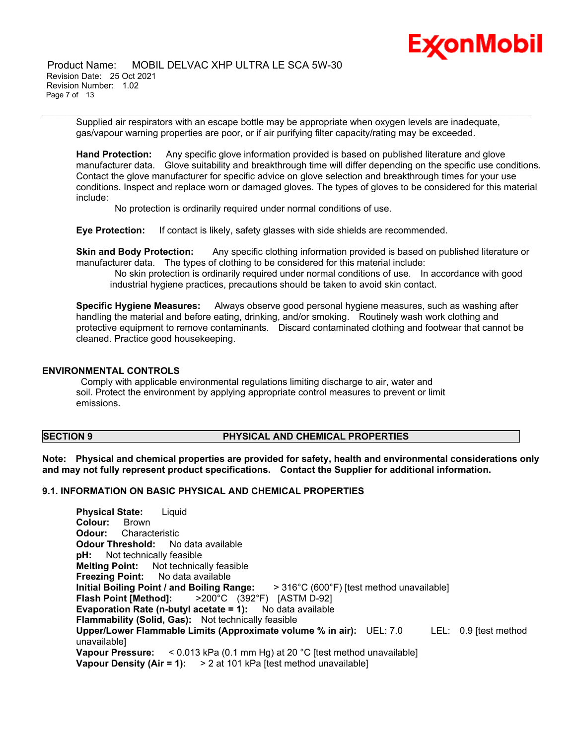Supplied air respirators with an escape bottle may be appropriate when oxygen levels are inadequate, gas/vapour warning properties are poor, or if air purifying filter capacity/rating may be exceeded.

**Hand Protection:** Any specific glove information provided is based on published literature and glove manufacturer data. Glove suitability and breakthrough time will differ depending on the specific use conditions. Contact the glove manufacturer for specific advice on glove selection and breakthrough times for your use conditions. Inspect and replace worn or damaged gloves. The types of gloves to be considered for this material include:

No protection is ordinarily required under normal conditions of use.

**Eye Protection:** If contact is likely, safety glasses with side shields are recommended.

**Skin and Body Protection:** Any specific clothing information provided is based on published literature or manufacturer data. The types of clothing to be considered for this material include:

No skin protection is ordinarily required under normal conditions of use. In accordance with good industrial hygiene practices, precautions should be taken to avoid skin contact.

**Specific Hygiene Measures:** Always observe good personal hygiene measures, such as washing after handling the material and before eating, drinking, and/or smoking. Routinely wash work clothing and protective equipment to remove contaminants. Discard contaminated clothing and footwear that cannot be cleaned. Practice good housekeeping.

### ENVIRONMENTAL CONTROLS

Comply with applicable environmental regulations limiting discharge to air, water and soil. Protect the environment by applying appropriate control measures to prevent or limit emissions.

## SECTION 9 PHYSICAL AND CHEMICAL PROPERTIES

**Note: Physical and chemical properties are provided for safety, health and environmental considerations only and may not fully represent product specifications. Contact the Supplier for additional information.**

### 9.1. INFORMATION ON BASIC PHYSICAL AND CHEMICAL PROPERTIES

**Physical State:** Liquid
**Colour:** Brown
**Odour:** Characteristic
**Odour Threshold:** No data available
**pH:** Not technically feasible
**Melting Point:** Not technically feasible
**Freezing Point:** No data available
**Initial Boiling Point / and Boiling Range:** > 316°C (600°F) [test method unavailable]
**Flash Point [Method]:** >200°C (392°F) [ASTM D-92]
**Evaporation Rate (n-butyl acetate = 1):** No data available
**Flammability (Solid, Gas):** Not technically feasible
**Upper/Lower Flammable Limits (Approximate volume % in air):** UEL: 7.0 LEL: 0.9 [test method unavailable]
**Vapour Pressure:** < 0.013 kPa (0.1 mm Hg) at 20 °C [test method unavailable]
**Vapour Density (Air = 1):** > 2 at 101 kPa [test method unavailable]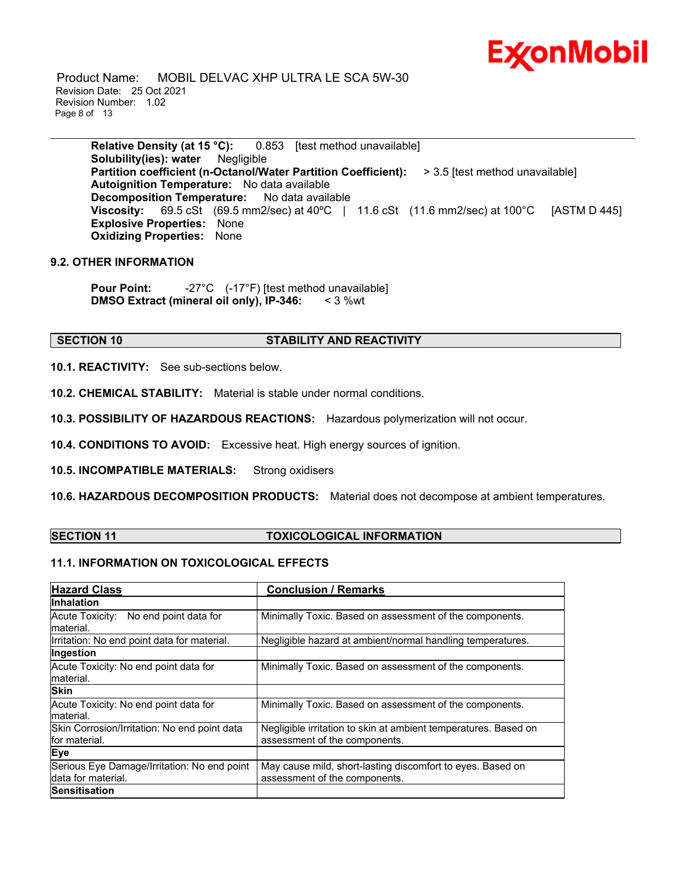**Relative Density (at 15 °C):** 0.853 [test method unavailable]
**Solubility(ies): water** Negligible
**Partition coefficient (n-Octanol/Water Partition Coefficient):** > 3.5 [test method unavailable]
**Autoignition Temperature:** No data available
**Decomposition Temperature:** No data available
**Viscosity:** 69.5 cSt (69.5 mm2/sec) at 40ºC | 11.6 cSt (11.6 mm2/sec) at 100°C [ASTM D 445]
**Explosive Properties:** None
**Oxidizing Properties:** None

### 9.2. OTHER INFORMATION

**Pour Point:** -27°C (-17°F) [test method unavailable]
**DMSO Extract (mineral oil only), IP-346:** < 3 %wt

## SECTION 10 STABILITY AND REACTIVITY

**10.1. REACTIVITY:** See sub-sections below.

**10.2. CHEMICAL STABILITY:** Material is stable under normal conditions.

**10.3. POSSIBILITY OF HAZARDOUS REACTIONS:** Hazardous polymerization will not occur.

**10.4. CONDITIONS TO AVOID:** Excessive heat. High energy sources of ignition.

**10.5. INCOMPATIBLE MATERIALS:** Strong oxidisers

**10.6. HAZARDOUS DECOMPOSITION PRODUCTS:** Material does not decompose at ambient temperatures.

## SECTION 11 TOXICOLOGICAL INFORMATION

### 11.1. INFORMATION ON TOXICOLOGICAL EFFECTS

| Hazard Class | Conclusion / Remarks |
|---|---|
| **Inhalation** | |
| Acute Toxicity: No end point data for material. | Minimally Toxic. Based on assessment of the components. |
| Irritation: No end point data for material. | Negligible hazard at ambient/normal handling temperatures. |
| **Ingestion** | |
| Acute Toxicity: No end point data for material. | Minimally Toxic. Based on assessment of the components. |
| **Skin** | |
| Acute Toxicity: No end point data for material. | Minimally Toxic. Based on assessment of the components. |
| Skin Corrosion/Irritation: No end point data for material. | Negligible irritation to skin at ambient temperatures. Based on assessment of the components. |
| **Eye** | |
| Serious Eye Damage/Irritation: No end point data for material. | May cause mild, short-lasting discomfort to eyes. Based on assessment of the components. |
| **Sensitisation** | |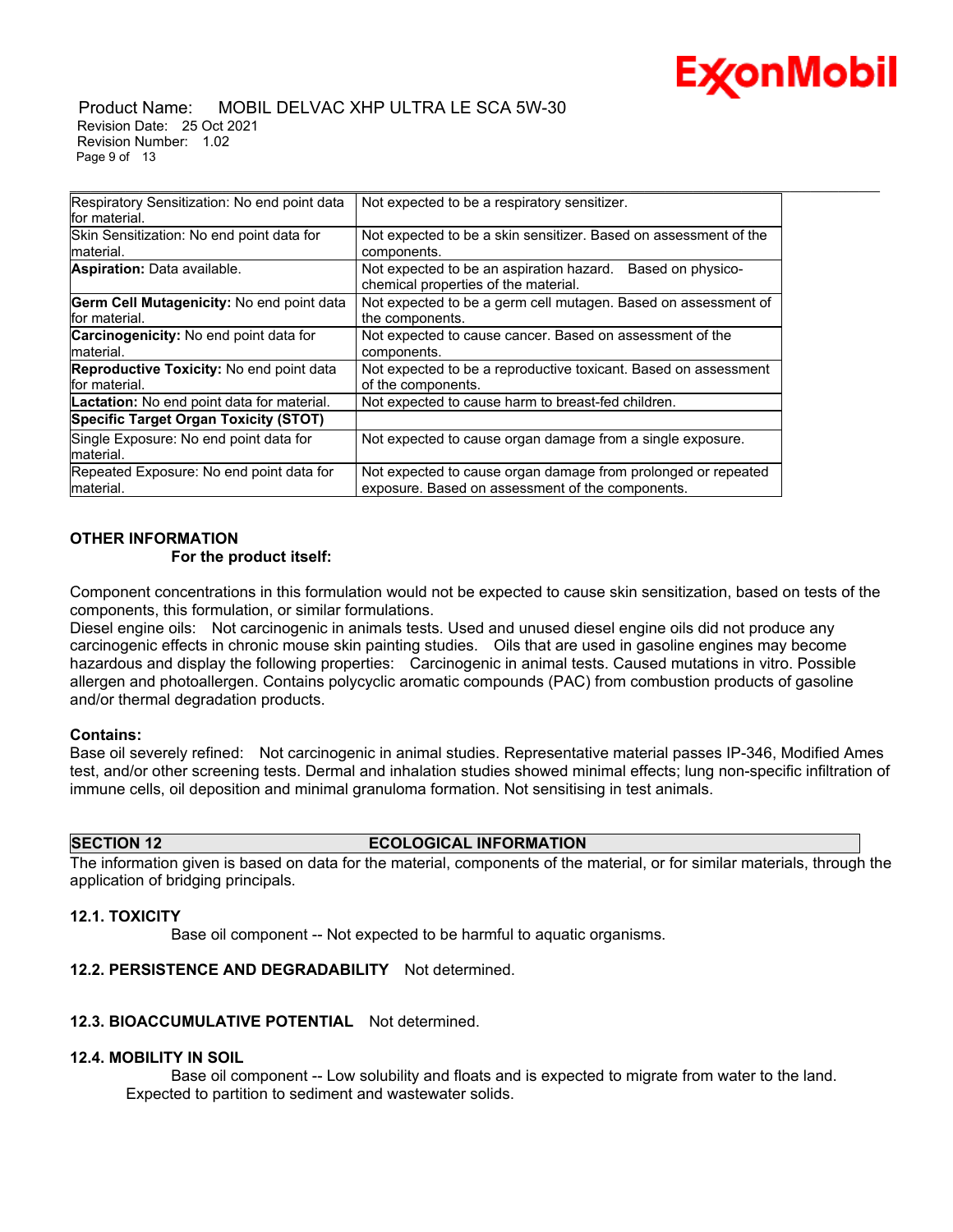| | |
|---|---|
| Respiratory Sensitization: No end point data for material. | Not expected to be a respiratory sensitizer. |
| Skin Sensitization: No end point data for material. | Not expected to be a skin sensitizer. Based on assessment of the components. |
| **Aspiration:** Data available. | Not expected to be an aspiration hazard. Based on physico-chemical properties of the material. |
| **Germ Cell Mutagenicity:** No end point data for material. | Not expected to be a germ cell mutagen. Based on assessment of the components. |
| **Carcinogenicity:** No end point data for material. | Not expected to cause cancer. Based on assessment of the components. |
| **Reproductive Toxicity:** No end point data for material. | Not expected to be a reproductive toxicant. Based on assessment of the components. |
| **Lactation:** No end point data for material. | Not expected to cause harm to breast-fed children. |
| **Specific Target Organ Toxicity (STOT)** | |
| Single Exposure: No end point data for material. | Not expected to cause organ damage from a single exposure. |
| Repeated Exposure: No end point data for material. | Not expected to cause organ damage from prolonged or repeated exposure. Based on assessment of the components. |

**OTHER INFORMATION**

**For the product itself:**

Component concentrations in this formulation would not be expected to cause skin sensitization, based on tests of the components, this formulation, or similar formulations.
Diesel engine oils: Not carcinogenic in animals tests. Used and unused diesel engine oils did not produce any carcinogenic effects in chronic mouse skin painting studies. Oils that are used in gasoline engines may become hazardous and display the following properties: Carcinogenic in animal tests. Caused mutations in vitro. Possible allergen and photoallergen. Contains polycyclic aromatic compounds (PAC) from combustion products of gasoline and/or thermal degradation products.

**Contains:**
Base oil severely refined: Not carcinogenic in animal studies. Representative material passes IP-346, Modified Ames test, and/or other screening tests. Dermal and inhalation studies showed minimal effects; lung non-specific infiltration of immune cells, oil deposition and minimal granuloma formation. Not sensitising in test animals.

## SECTION 12 ECOLOGICAL INFORMATION

The information given is based on data for the material, components of the material, or for similar materials, through the application of bridging principals.

**12.1. TOXICITY**

Base oil component -- Not expected to be harmful to aquatic organisms.

**12.2. PERSISTENCE AND DEGRADABILITY** Not determined.

**12.3. BIOACCUMULATIVE POTENTIAL** Not determined.

**12.4. MOBILITY IN SOIL**

Base oil component -- Low solubility and floats and is expected to migrate from water to the land. Expected to partition to sediment and wastewater solids.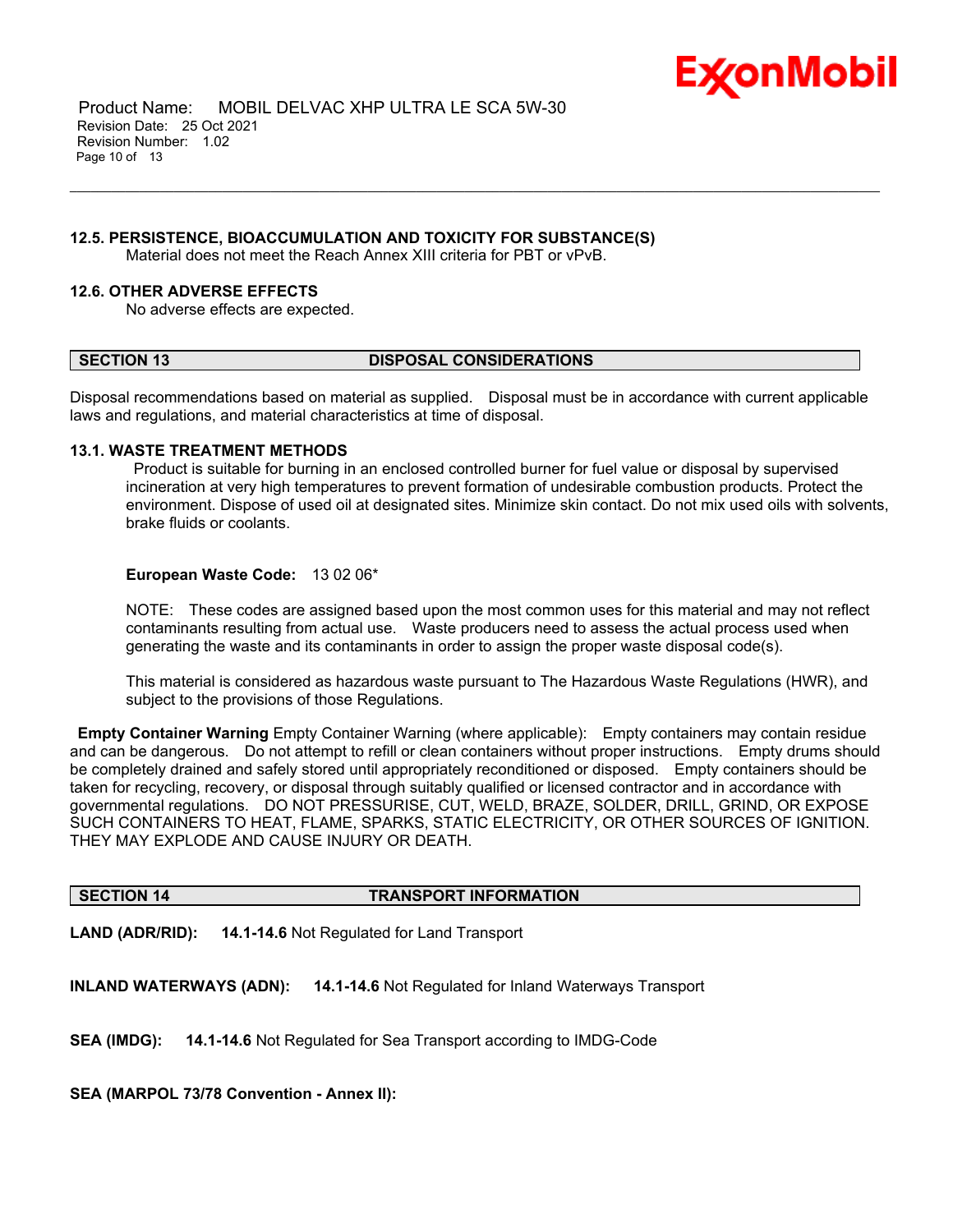### 12.5. PERSISTENCE, BIOACCUMULATION AND TOXICITY FOR SUBSTANCE(S)

Material does not meet the Reach Annex XIII criteria for PBT or vPvB.

### 12.6. OTHER ADVERSE EFFECTS

No adverse effects are expected.

## SECTION 13 DISPOSAL CONSIDERATIONS

Disposal recommendations based on material as supplied. Disposal must be in accordance with current applicable laws and regulations, and material characteristics at time of disposal.

### 13.1. WASTE TREATMENT METHODS

Product is suitable for burning in an enclosed controlled burner for fuel value or disposal by supervised incineration at very high temperatures to prevent formation of undesirable combustion products. Protect the environment. Dispose of used oil at designated sites. Minimize skin contact. Do not mix used oils with solvents, brake fluids or coolants.

**European Waste Code:** 13 02 06*

NOTE: These codes are assigned based upon the most common uses for this material and may not reflect contaminants resulting from actual use. Waste producers need to assess the actual process used when generating the waste and its contaminants in order to assign the proper waste disposal code(s).

This material is considered as hazardous waste pursuant to The Hazardous Waste Regulations (HWR), and subject to the provisions of those Regulations.

**Empty Container Warning** Empty Container Warning (where applicable): Empty containers may contain residue and can be dangerous. Do not attempt to refill or clean containers without proper instructions. Empty drums should be completely drained and safely stored until appropriately reconditioned or disposed. Empty containers should be taken for recycling, recovery, or disposal through suitably qualified or licensed contractor and in accordance with governmental regulations. DO NOT PRESSURISE, CUT, WELD, BRAZE, SOLDER, DRILL, GRIND, OR EXPOSE SUCH CONTAINERS TO HEAT, FLAME, SPARKS, STATIC ELECTRICITY, OR OTHER SOURCES OF IGNITION. THEY MAY EXPLODE AND CAUSE INJURY OR DEATH.

## SECTION 14 TRANSPORT INFORMATION

**LAND (ADR/RID):** **14.1-14.6** Not Regulated for Land Transport

**INLAND WATERWAYS (ADN):** **14.1-14.6** Not Regulated for Inland Waterways Transport

**SEA (IMDG):** **14.1-14.6** Not Regulated for Sea Transport according to IMDG-Code

**SEA (MARPOL 73/78 Convention - Annex II):**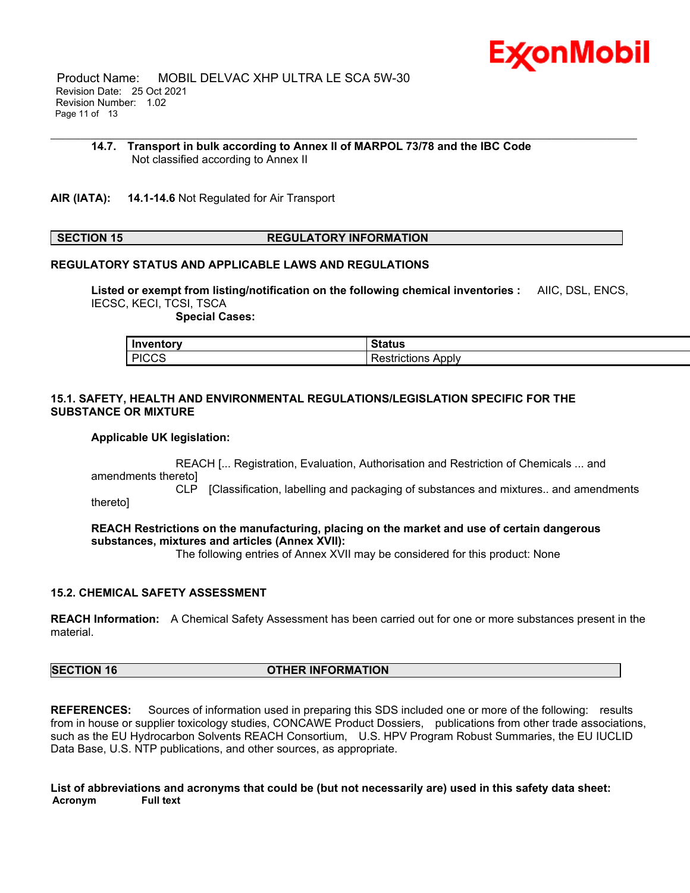**14.7. Transport in bulk according to Annex II of MARPOL 73/78 and the IBC Code**
Not classified according to Annex II

**AIR (IATA): 14.1-14.6** Not Regulated for Air Transport

## SECTION 15 REGULATORY INFORMATION

**REGULATORY STATUS AND APPLICABLE LAWS AND REGULATIONS**

**Listed or exempt from listing/notification on the following chemical inventories :** AIIC, DSL, ENCS, IECSC, KECI, TCSI, TSCA

**Special Cases:**

| Inventory | Status |
|---|---|
| PICCS | Restrictions Apply |

**15.1. SAFETY, HEALTH AND ENVIRONMENTAL REGULATIONS/LEGISLATION SPECIFIC FOR THE SUBSTANCE OR MIXTURE**

**Applicable UK legislation:**

REACH [... Registration, Evaluation, Authorisation and Restriction of Chemicals ... and amendments thereto]
CLP [Classification, labelling and packaging of substances and mixtures.. and amendments thereto]

**REACH Restrictions on the manufacturing, placing on the market and use of certain dangerous substances, mixtures and articles (Annex XVII):**
The following entries of Annex XVII may be considered for this product: None

**15.2. CHEMICAL SAFETY ASSESSMENT**

**REACH Information:** A Chemical Safety Assessment has been carried out for one or more substances present in the material.

## SECTION 16 OTHER INFORMATION

**REFERENCES:** Sources of information used in preparing this SDS included one or more of the following: results from in house or supplier toxicology studies, CONCAWE Product Dossiers, publications from other trade associations, such as the EU Hydrocarbon Solvents REACH Consortium, U.S. HPV Program Robust Summaries, the EU IUCLID Data Base, U.S. NTP publications, and other sources, as appropriate.

**List of abbreviations and acronyms that could be (but not necessarily are) used in this safety data sheet:**

| Acronym | Full text |
|---|---|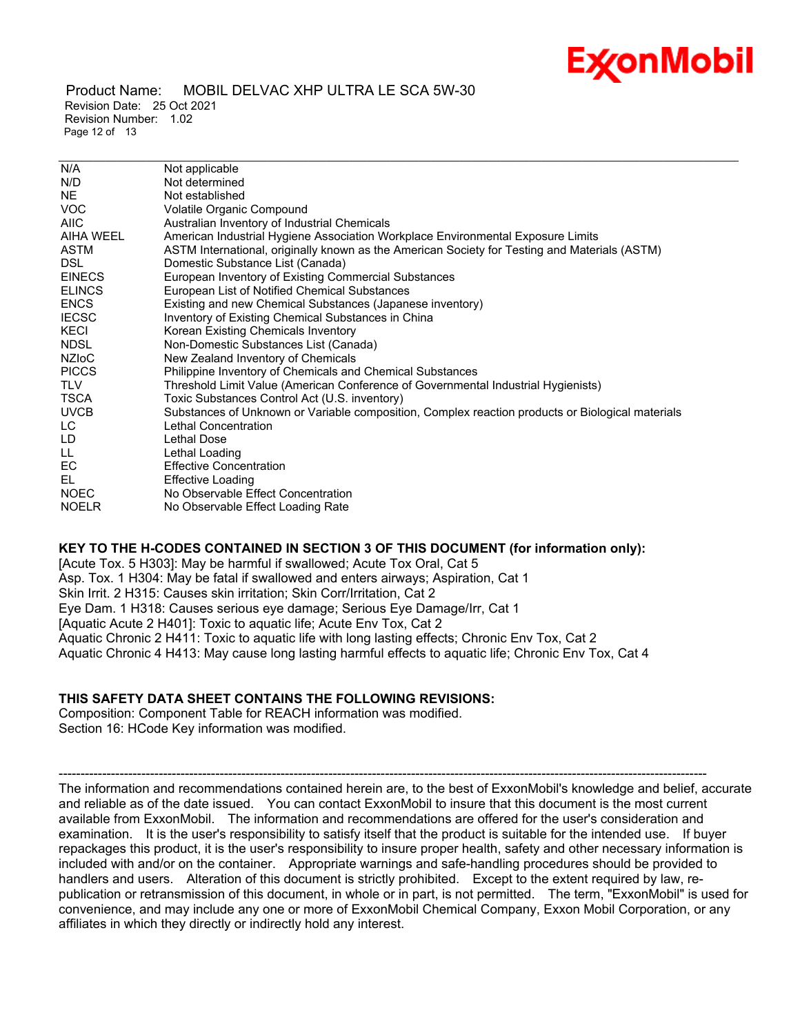| | |
|---|---|
| N/A | Not applicable |
| N/D | Not determined |
| NE | Not established |
| VOC | Volatile Organic Compound |
| AIIC | Australian Inventory of Industrial Chemicals |
| AIHA WEEL | American Industrial Hygiene Association Workplace Environmental Exposure Limits |
| ASTM | ASTM International, originally known as the American Society for Testing and Materials (ASTM) |
| DSL | Domestic Substance List (Canada) |
| EINECS | European Inventory of Existing Commercial Substances |
| ELINCS | European List of Notified Chemical Substances |
| ENCS | Existing and new Chemical Substances (Japanese inventory) |
| IECSC | Inventory of Existing Chemical Substances in China |
| KECI | Korean Existing Chemicals Inventory |
| NDSL | Non-Domestic Substances List (Canada) |
| NZIoC | New Zealand Inventory of Chemicals |
| PICCS | Philippine Inventory of Chemicals and Chemical Substances |
| TLV | Threshold Limit Value (American Conference of Governmental Industrial Hygienists) |
| TSCA | Toxic Substances Control Act (U.S. inventory) |
| UVCB | Substances of Unknown or Variable composition, Complex reaction products or Biological materials |
| LC | Lethal Concentration |
| LD | Lethal Dose |
| LL | Lethal Loading |
| EC | Effective Concentration |
| EL | Effective Loading |
| NOEC | No Observable Effect Concentration |
| NOELR | No Observable Effect Loading Rate |

**KEY TO THE H-CODES CONTAINED IN SECTION 3 OF THIS DOCUMENT (for information only):**

[Acute Tox. 5 H303]: May be harmful if swallowed; Acute Tox Oral, Cat 5
Asp. Tox. 1 H304: May be fatal if swallowed and enters airways; Aspiration, Cat 1
Skin Irrit. 2 H315: Causes skin irritation; Skin Corr/Irritation, Cat 2
Eye Dam. 1 H318: Causes serious eye damage; Serious Eye Damage/Irr, Cat 1
[Aquatic Acute 2 H401]: Toxic to aquatic life; Acute Env Tox, Cat 2
Aquatic Chronic 2 H411: Toxic to aquatic life with long lasting effects; Chronic Env Tox, Cat 2
Aquatic Chronic 4 H413: May cause long lasting harmful effects to aquatic life; Chronic Env Tox, Cat 4

**THIS SAFETY DATA SHEET CONTAINS THE FOLLOWING REVISIONS:**

Composition: Component Table for REACH information was modified.
Section 16: HCode Key information was modified.

---

The information and recommendations contained herein are, to the best of ExxonMobil's knowledge and belief, accurate and reliable as of the date issued. You can contact ExxonMobil to insure that this document is the most current available from ExxonMobil. The information and recommendations are offered for the user's consideration and examination. It is the user's responsibility to satisfy itself that the product is suitable for the intended use. If buyer repackages this product, it is the user's responsibility to insure proper health, safety and other necessary information is included with and/or on the container. Appropriate warnings and safe-handling procedures should be provided to handlers and users. Alteration of this document is strictly prohibited. Except to the extent required by law, re-publication or retransmission of this document, in whole or in part, is not permitted. The term, "ExxonMobil" is used for convenience, and may include any one or more of ExxonMobil Chemical Company, Exxon Mobil Corporation, or any affiliates in which they directly or indirectly hold any interest.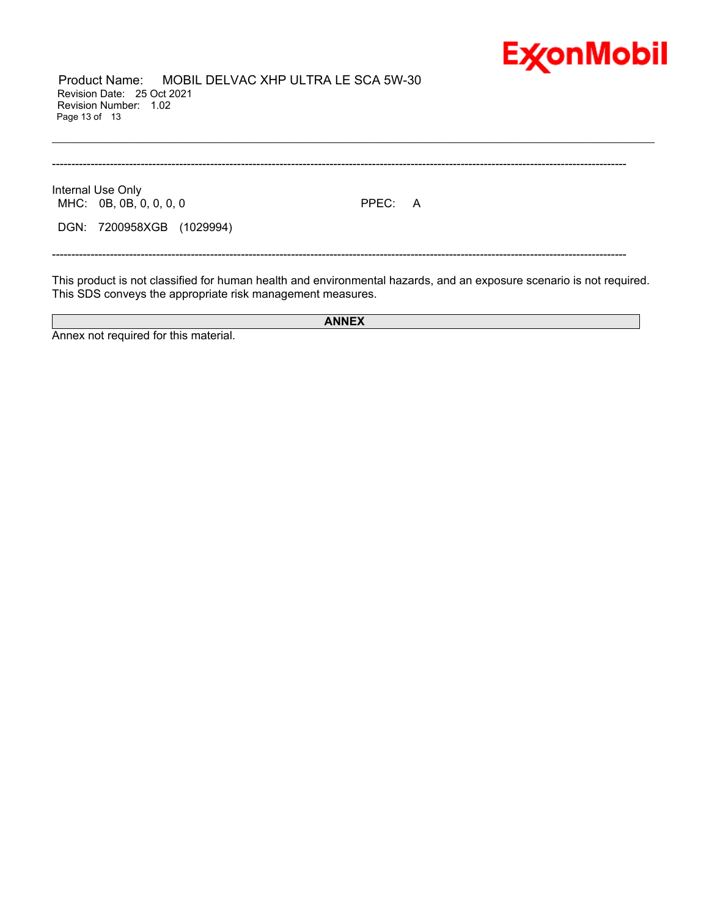---

Internal Use Only
MHC: 0B, 0B, 0, 0, 0, 0 PPEC: A

DGN: 7200958XGB (1029994)

---

This product is not classified for human health and environmental hazards, and an exposure scenario is not required. This SDS conveys the appropriate risk management measures.

## ANNEX

Annex not required for this material.